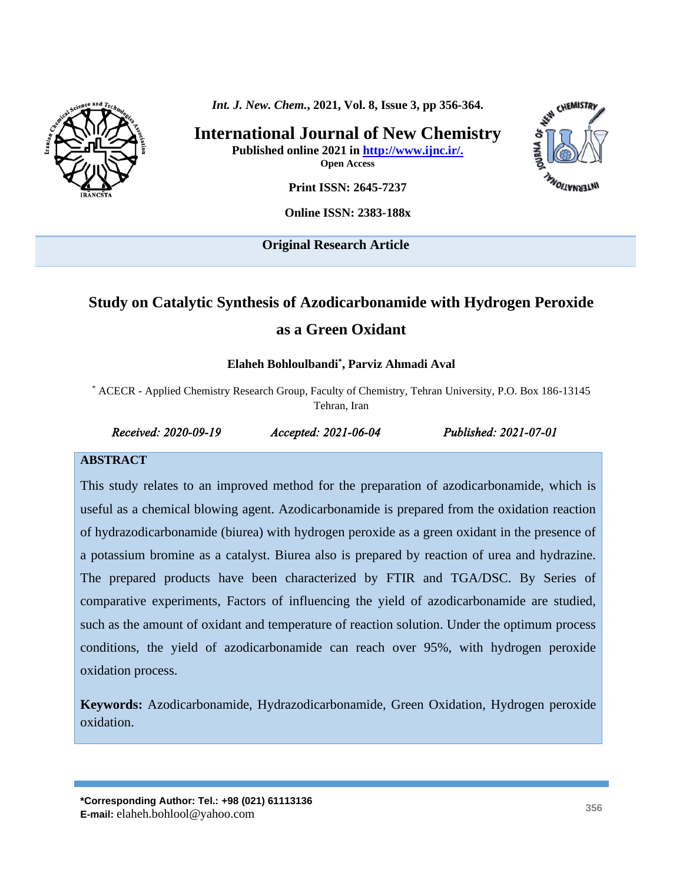International Journal of New Chemistry

Published online 2021 in http://www.ijnc.ir/.

Open Access

Print ISSN: 2645-7237

Online ISSN: 2383-188x

**Original Research Article**

# Study on Catalytic Synthesis of Azodicarbonamide with Hydrogen Peroxide as a Green Oxidant

**Elaheh Bohloulbandi*, Parviz Ahmadi Aval**

* ACECR - Applied Chemistry Research Group, Faculty of Chemistry, Tehran University, P.O. Box 186-13145 Tehran, Iran

*Received: 2020-09-19* *Accepted: 2021-06-04* *Published: 2021-07-01*

## ABSTRACT

This study relates to an improved method for the preparation of azodicarbonamide, which is useful as a chemical blowing agent. Azodicarbonamide is prepared from the oxidation reaction of hydrazodicarbonamide (biurea) with hydrogen peroxide as a green oxidant in the presence of a potassium bromine as a catalyst. Biurea also is prepared by reaction of urea and hydrazine. The prepared products have been characterized by FTIR and TGA/DSC. By Series of comparative experiments, Factors of influencing the yield of azodicarbonamide are studied, such as the amount of oxidant and temperature of reaction solution. Under the optimum process conditions, the yield of azodicarbonamide can reach over 95%, with hydrogen peroxide oxidation process.

**Keywords:** Azodicarbonamide, Hydrazodicarbonamide, Green Oxidation, Hydrogen peroxide oxidation.

**\*Corresponding Author: Tel.: +98 (021) 61113136**
**E-mail:** elaheh.bohlool@yahoo.com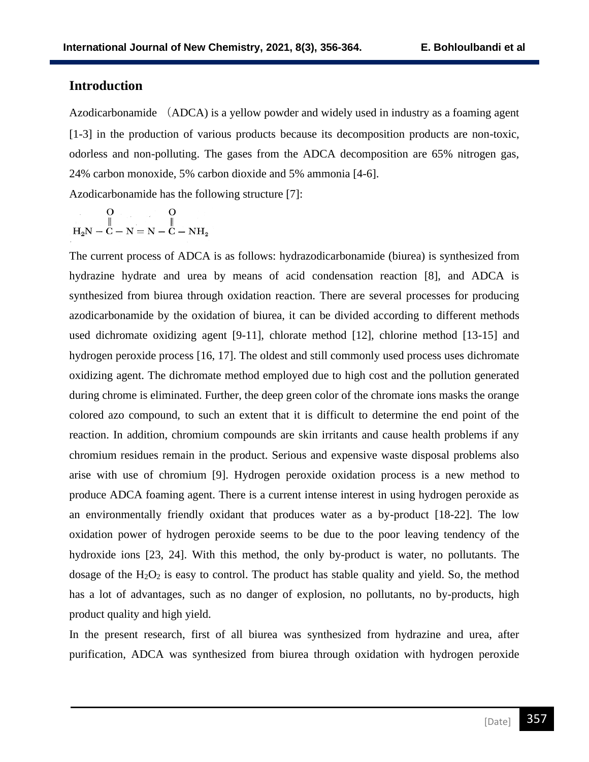## Introduction

Azodicarbonamide （ADCA) is a yellow powder and widely used in industry as a foaming agent [1-3] in the production of various products because its decomposition products are non-toxic, odorless and non-polluting. The gases from the ADCA decomposition are 65% nitrogen gas, 24% carbon monoxide, 5% carbon dioxide and 5% ammonia [4-6].

Azodicarbonamide has the following structure [7]:

$$H_2N-\overset{\overset{\displaystyle O}{\|}}{C}-N=N-\overset{\overset{\displaystyle O}{\|}}{C}-NH_2$$

The current process of ADCA is as follows: hydrazodicarbonamide (biurea) is synthesized from hydrazine hydrate and urea by means of acid condensation reaction [8], and ADCA is synthesized from biurea through oxidation reaction. There are several processes for producing azodicarbonamide by the oxidation of biurea, it can be divided according to different methods used dichromate oxidizing agent [9-11], chlorate method [12], chlorine method [13-15] and hydrogen peroxide process [16, 17]. The oldest and still commonly used process uses dichromate oxidizing agent. The dichromate method employed due to high cost and the pollution generated during chrome is eliminated. Further, the deep green color of the chromate ions masks the orange colored azo compound, to such an extent that it is difficult to determine the end point of the reaction. In addition, chromium compounds are skin irritants and cause health problems if any chromium residues remain in the product. Serious and expensive waste disposal problems also arise with use of chromium [9]. Hydrogen peroxide oxidation process is a new method to produce ADCA foaming agent. There is a current intense interest in using hydrogen peroxide as an environmentally friendly oxidant that produces water as a by-product [18-22]. The low oxidation power of hydrogen peroxide seems to be due to the poor leaving tendency of the hydroxide ions [23, 24]. With this method, the only by-product is water, no pollutants. The dosage of the $H_2O_2$ is easy to control. The product has stable quality and yield. So, the method has a lot of advantages, such as no danger of explosion, no pollutants, no by-products, high product quality and high yield.

In the present research, first of all biurea was synthesized from hydrazine and urea, after purification, ADCA was synthesized from biurea through oxidation with hydrogen peroxide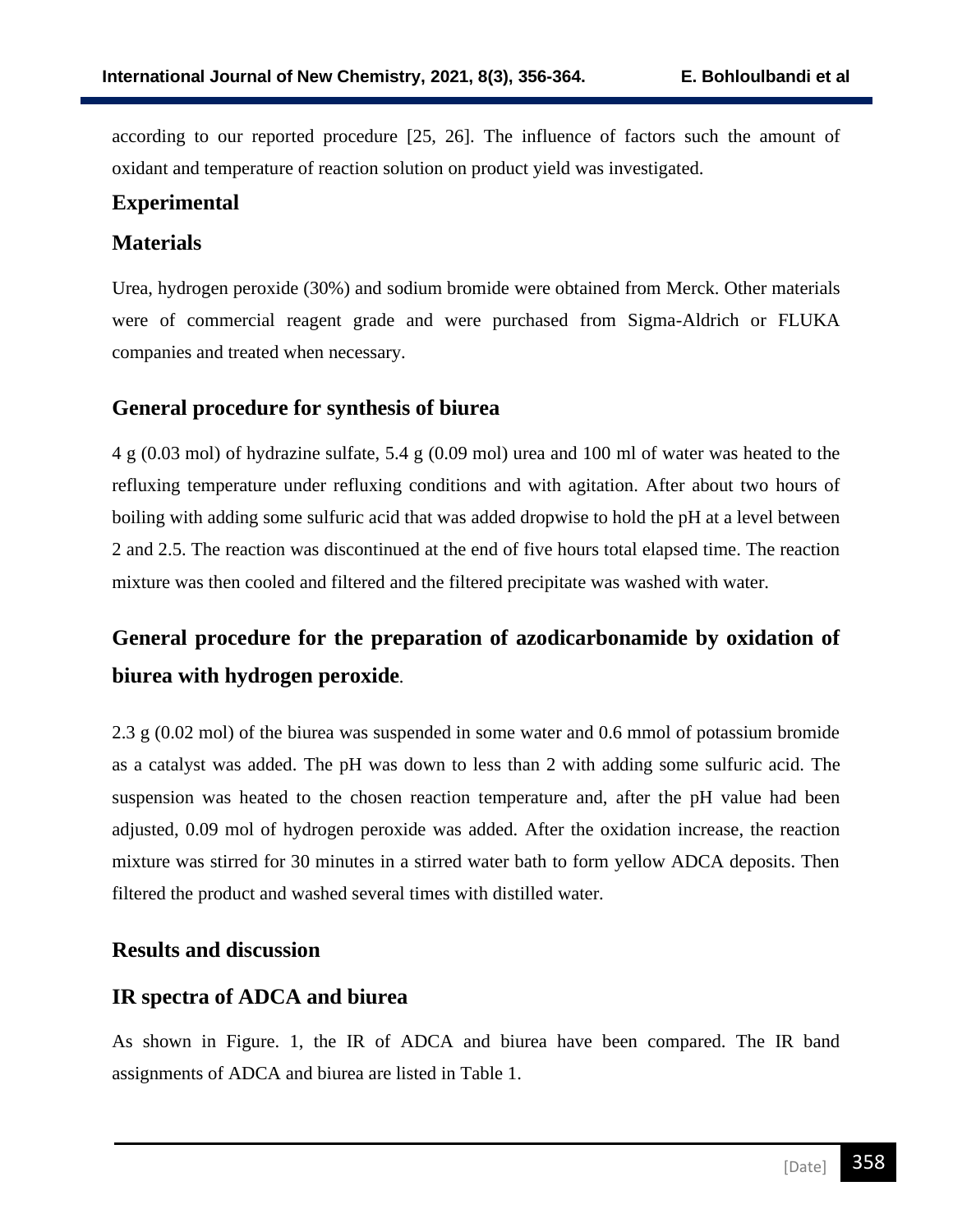according to our reported procedure [25, 26]. The influence of factors such the amount of oxidant and temperature of reaction solution on product yield was investigated.

## Experimental

### Materials

Urea, hydrogen peroxide (30%) and sodium bromide were obtained from Merck. Other materials were of commercial reagent grade and were purchased from Sigma-Aldrich or FLUKA companies and treated when necessary.

### General procedure for synthesis of biurea

4 g (0.03 mol) of hydrazine sulfate, 5.4 g (0.09 mol) urea and 100 ml of water was heated to the refluxing temperature under refluxing conditions and with agitation. After about two hours of boiling with adding some sulfuric acid that was added dropwise to hold the pH at a level between 2 and 2.5. The reaction was discontinued at the end of five hours total elapsed time. The reaction mixture was then cooled and filtered and the filtered precipitate was washed with water.

### General procedure for the preparation of azodicarbonamide by oxidation of biurea with hydrogen peroxide.

2.3 g (0.02 mol) of the biurea was suspended in some water and 0.6 mmol of potassium bromide as a catalyst was added. The pH was down to less than 2 with adding some sulfuric acid. The suspension was heated to the chosen reaction temperature and, after the pH value had been adjusted, 0.09 mol of hydrogen peroxide was added. After the oxidation increase, the reaction mixture was stirred for 30 minutes in a stirred water bath to form yellow ADCA deposits. Then filtered the product and washed several times with distilled water.

## Results and discussion

### IR spectra of ADCA and biurea

As shown in Figure. 1, the IR of ADCA and biurea have been compared. The IR band assignments of ADCA and biurea are listed in Table 1.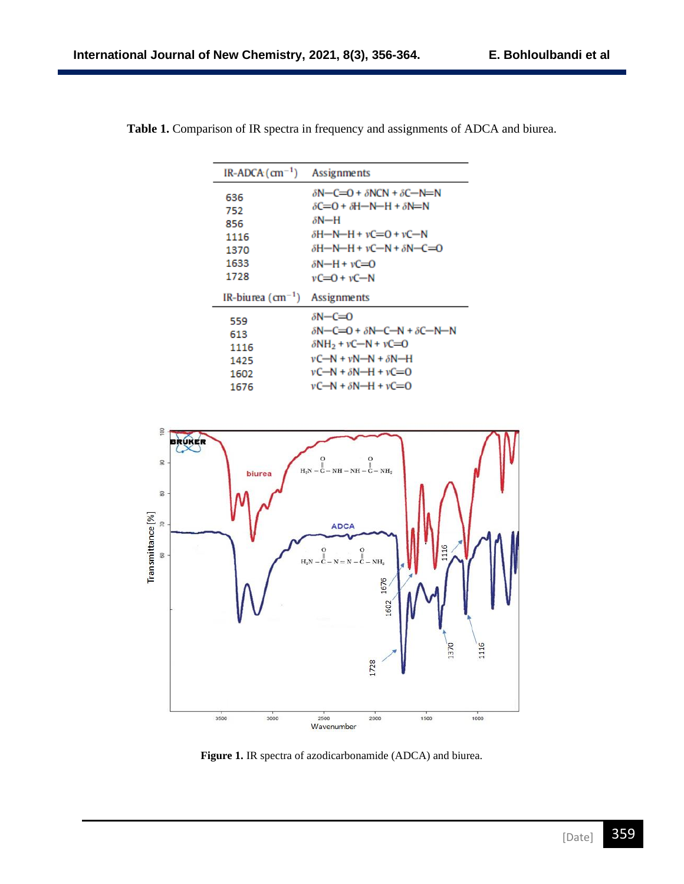**Table 1.** Comparison of IR spectra in frequency and assignments of ADCA and biurea.

| IR-ADCA ($cm^{-1}$) | Assignments |
|---|---|
| 636 | $\delta$N—C=O + $\delta$NCN + $\delta$C—N=N |
| 752 | $\delta$C=O + $\delta$H—N—H + $\delta$N=N |
| 856 | $\delta$N—H |
| 1116 | $\delta$H—N—H + $\nu$C=O + $\nu$C—N |
| 1370 | $\delta$H—N—H + $\nu$C—N + $\delta$N—C=O |
| 1633 | $\delta$N—H + $\nu$C=O |
| 1728 | $\nu$C=O + $\nu$C—N |
| **IR-biurea ($cm^{-1}$)** | **Assignments** |
| 559 | $\delta$N—C=O |
| 613 | $\delta$N—C=O + $\delta$N—C—N + $\delta$C—N—N |
| 1116 | $\delta NH_2$ + $\nu$C—N + $\nu$C=O |
| 1425 | $\nu$C—N + $\nu$N—N + $\delta$N—H |
| 1602 | $\nu$C—N + $\delta$N—H + $\nu$C=O |
| 1676 | $\nu$C—N + $\delta$N—H + $\nu$C=O |

**Figure 1.** IR spectra of azodicarbonamide (ADCA) and biurea.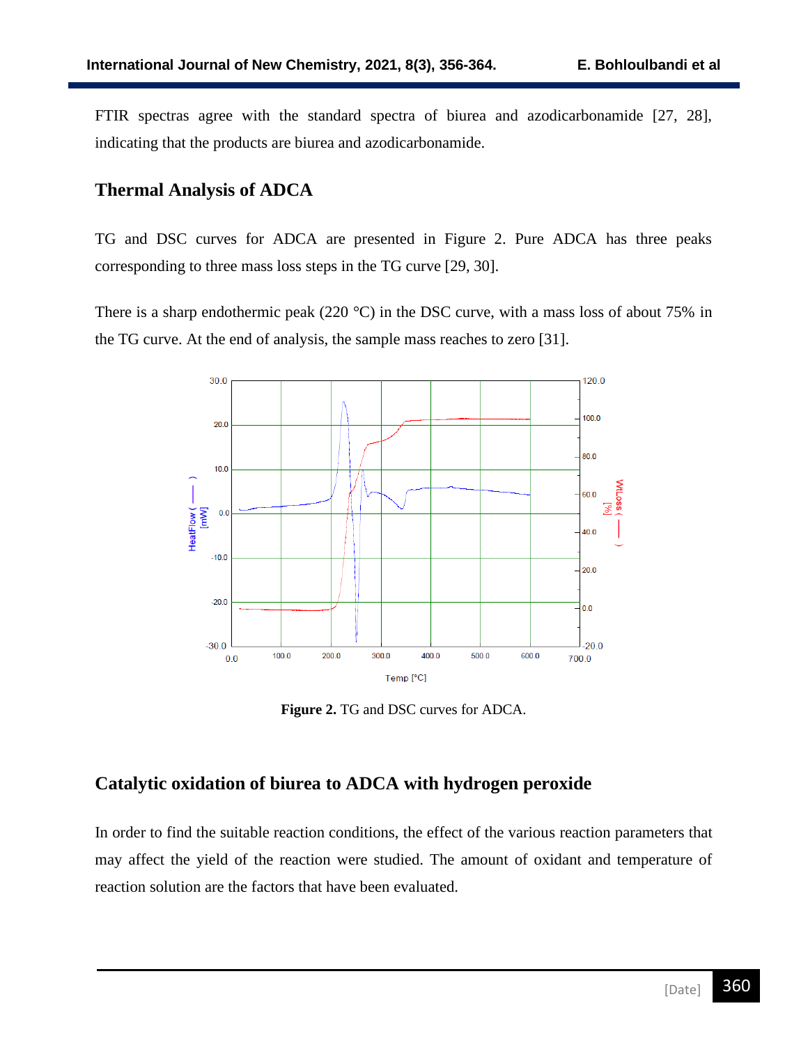FTIR spectras agree with the standard spectra of biurea and azodicarbonamide [27, 28], indicating that the products are biurea and azodicarbonamide.

## Thermal Analysis of ADCA

TG and DSC curves for ADCA are presented in Figure 2. Pure ADCA has three peaks corresponding to three mass loss steps in the TG curve [29, 30].

There is a sharp endothermic peak (220 °C) in the DSC curve, with a mass loss of about 75% in the TG curve. At the end of analysis, the sample mass reaches to zero [31].

**Figure 2.** TG and DSC curves for ADCA.

## Catalytic oxidation of biurea to ADCA with hydrogen peroxide

In order to find the suitable reaction conditions, the effect of the various reaction parameters that may affect the yield of the reaction were studied. The amount of oxidant and temperature of reaction solution are the factors that have been evaluated.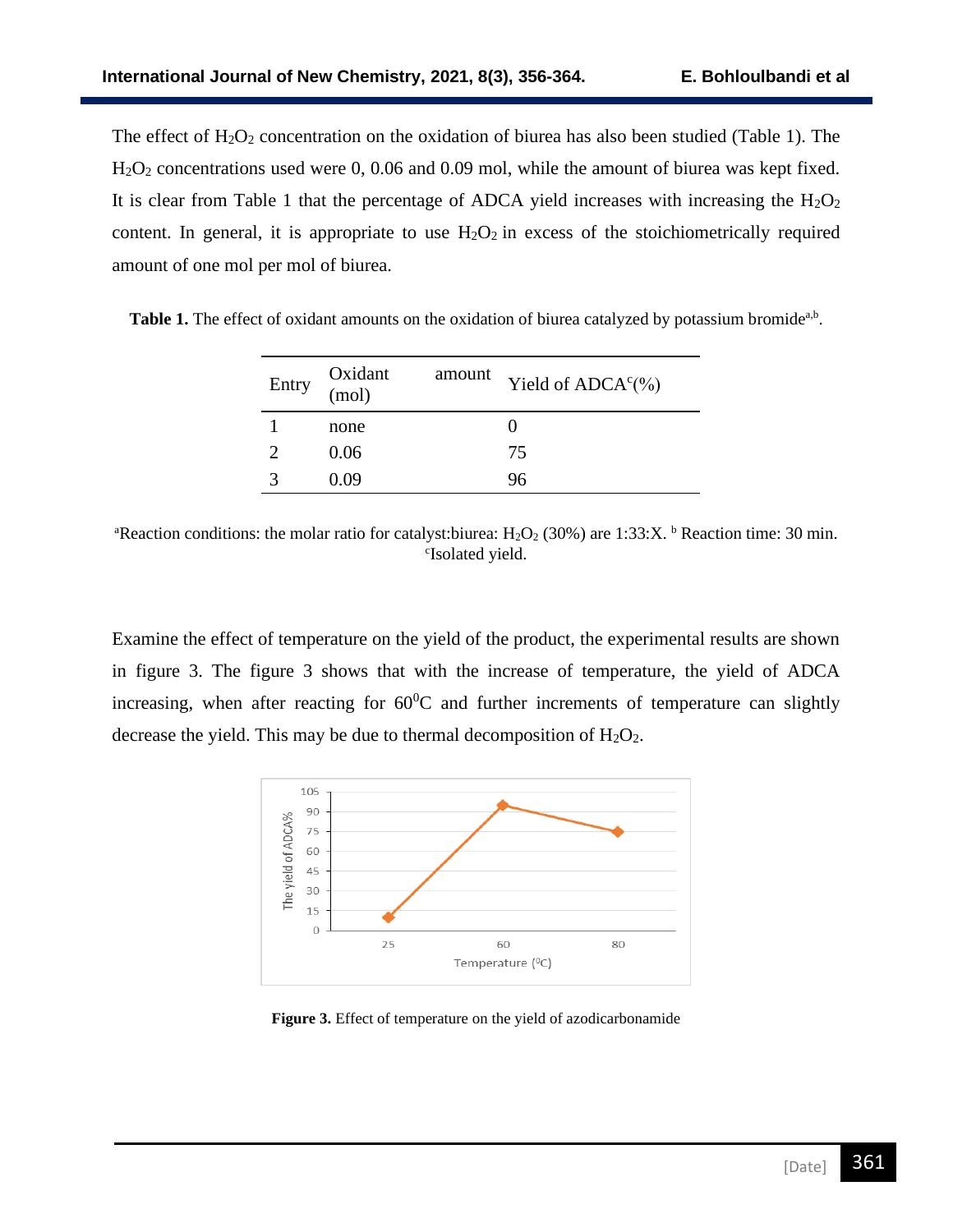The effect of $H_2O_2$ concentration on the oxidation of biurea has also been studied (Table 1). The $H_2O_2$ concentrations used were 0, 0.06 and 0.09 mol, while the amount of biurea was kept fixed. It is clear from Table 1 that the percentage of ADCA yield increases with increasing the $H_2O_2$ content. In general, it is appropriate to use $H_2O_2$ in excess of the stoichiometrically required amount of one mol per mol of biurea.

**Table 1.** The effect of oxidant amounts on the oxidation of biurea catalyzed by potassium bromide[a,b].

| Entry | Oxidant amount (mol) | Yield of ADCA[c](%) |
|---|---|---|
| 1 | none | 0 |
| 2 | 0.06 | 75 |
| 3 | 0.09 | 96 |

[a]Reaction conditions: the molar ratio for catalyst:biurea: $H_2O_2$ (30%) are 1:33:X. [b] Reaction time: 30 min. [c]Isolated yield.

Examine the effect of temperature on the yield of the product, the experimental results are shown in figure 3. The figure 3 shows that with the increase of temperature, the yield of ADCA increasing, when after reacting for $60^0C$ and further increments of temperature can slightly decrease the yield. This may be due to thermal decomposition of $H_2O_2$.

**Figure 3.** Effect of temperature on the yield of azodicarbonamide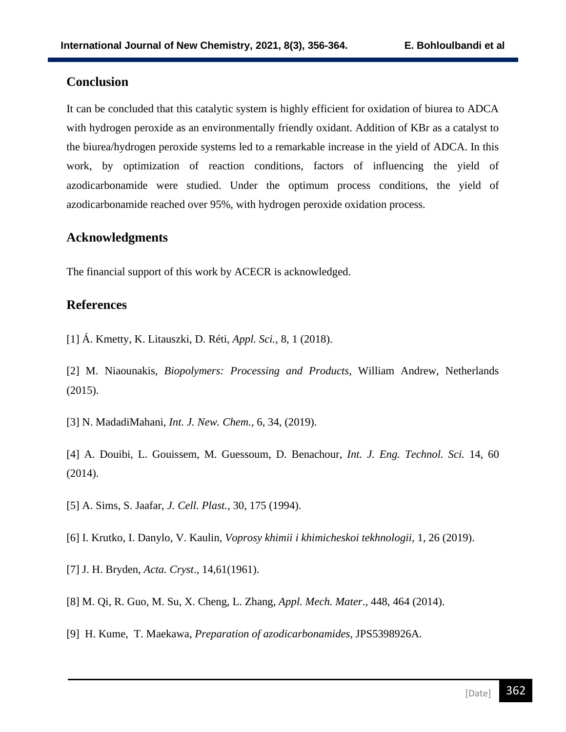## Conclusion

It can be concluded that this catalytic system is highly efficient for oxidation of biurea to ADCA with hydrogen peroxide as an environmentally friendly oxidant. Addition of KBr as a catalyst to the biurea/hydrogen peroxide systems led to a remarkable increase in the yield of ADCA. In this work, by optimization of reaction conditions, factors of influencing the yield of azodicarbonamide were studied. Under the optimum process conditions, the yield of azodicarbonamide reached over 95%, with hydrogen peroxide oxidation process.

## Acknowledgments

The financial support of this work by ACECR is acknowledged.

## References

[1] Á. Kmetty, K. Litauszki, D. Réti, *Appl. Sci.,* 8, 1 (2018).

[2] M. Niaounakis, *Biopolymers: Processing and Products*, William Andrew, Netherlands (2015).

[3] N. MadadiMahani, *Int. J. New. Chem.,* 6, 34, (2019).

[4] A. Douibi, L. Gouissem, M. Guessoum, D. Benachour, *Int. J. Eng. Technol. Sci.* 14, 60 (2014).

[5] A. Sims, S. Jaafar, *J. Cell. Plast.*, 30, 175 (1994).

[6] I. Krutko, I. Danylo, V. Kaulin, *Voprosy khimii i khimicheskoi tekhnologii,* 1, 26 (2019).

[7] J. H. Bryden, *Acta. Cryst*., 14,61(1961).

[8] M. Qi, R. Guo, M. Su, X. Cheng, L. Zhang, *Appl. Mech. Mater*., 448, 464 (2014).

[9] H. Kume, T. Maekawa, *Preparation of azodicarbonamides*, JPS5398926A.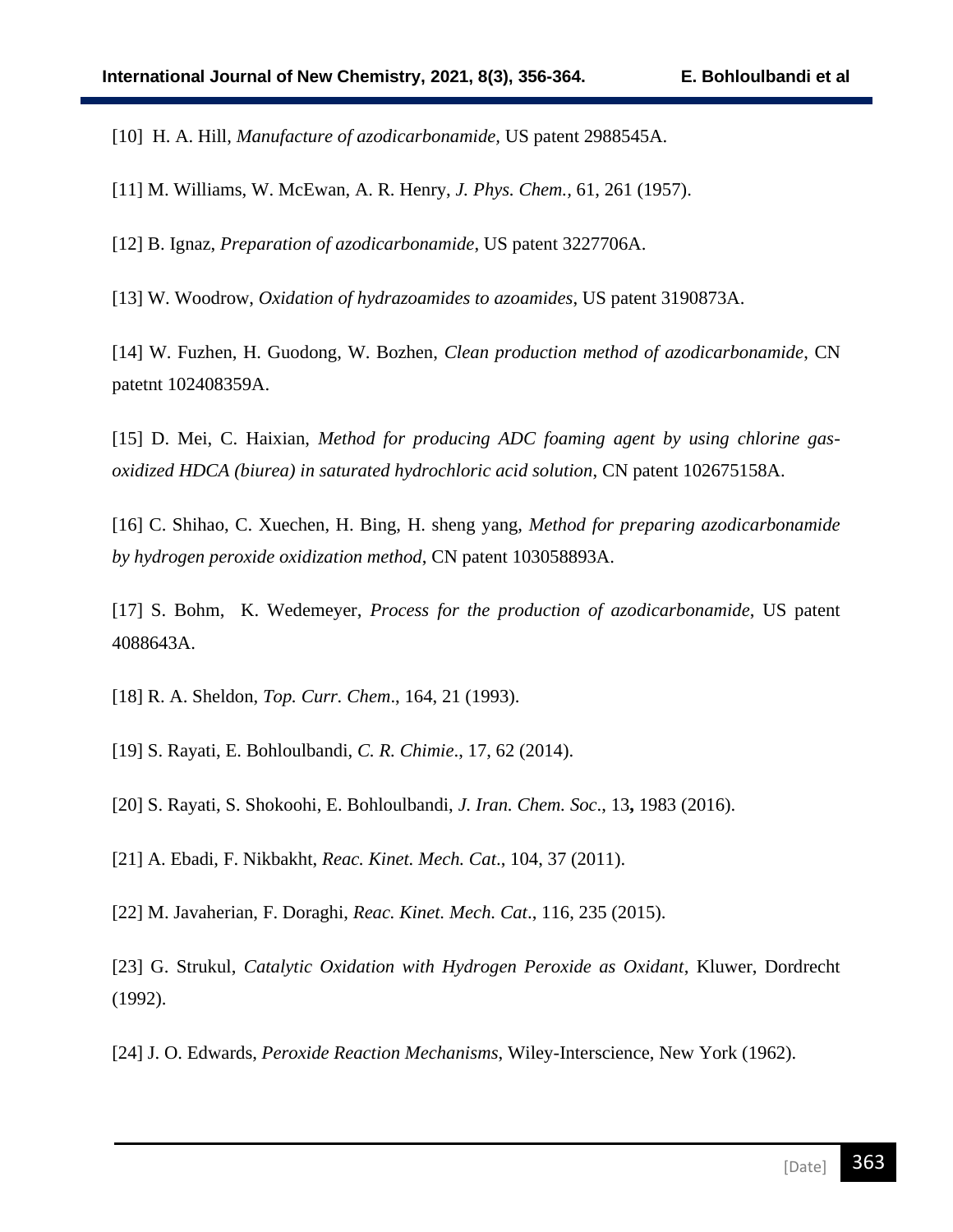[10] H. A. Hill, *Manufacture of azodicarbonamide,* US patent 2988545A.

[11] M. Williams, W. McEwan, A. R. Henry, *J. Phys. Chem.,* 61, 261 (1957).

[12] B. Ignaz, *Preparation of azodicarbonamide*, US patent 3227706A.

[13] W. Woodrow, *Oxidation of hydrazoamides to azoamides*, US patent 3190873A.

[14] W. Fuzhen, H. Guodong, W. Bozhen, *Clean production method of azodicarbonamide*, CN patetnt 102408359A.

[15] D. Mei, C. Haixian, *Method for producing ADC foaming agent by using chlorine gas-oxidized HDCA (biurea) in saturated hydrochloric acid solution*, CN patent 102675158A.

[16] C. Shihao, C. Xuechen, H. Bing, H. sheng yang, *Method for preparing azodicarbonamide by hydrogen peroxide oxidization method*, CN patent 103058893A.

[17] S. Bohm, K. Wedemeyer, *Process for the production of azodicarbonamide*, US patent 4088643A.

[18] R. A. Sheldon, *Top. Curr. Chem*., 164, 21 (1993).

[19] S. Rayati, E. Bohloulbandi, *C. R. Chimie*., 17, 62 (2014).

[20] S. Rayati, S. Shokoohi, E. Bohloulbandi, *J. Iran. Chem. Soc*., 13**,** 1983 (2016).

[21] A. Ebadi, F. Nikbakht, *Reac. Kinet. Mech. Cat*., 104, 37 (2011).

[22] M. Javaherian, F. Doraghi, *Reac. Kinet. Mech. Cat*., 116, 235 (2015).

[23] G. Strukul, *Catalytic Oxidation with Hydrogen Peroxide as Oxidant*, Kluwer, Dordrecht (1992).

[24] J. O. Edwards, *Peroxide Reaction Mechanisms*, Wiley-Interscience, New York (1962).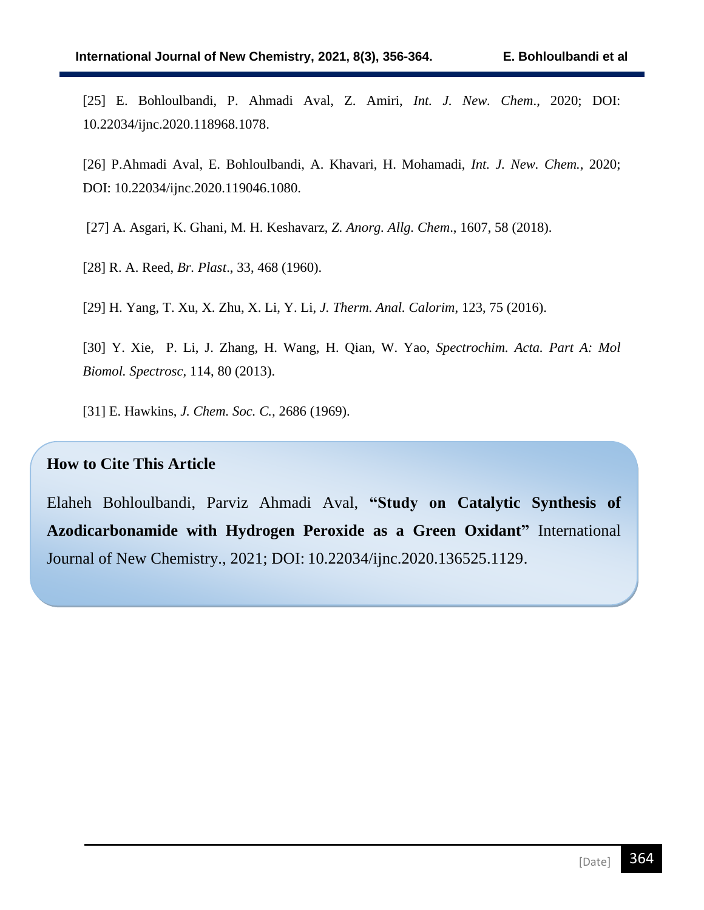[25] E. Bohloulbandi, P. Ahmadi Aval, Z. Amiri, *Int. J. New. Chem*., 2020; DOI: 10.22034/ijnc.2020.118968.1078.

[26] P.Ahmadi Aval, E. Bohloulbandi, A. Khavari, H. Mohamadi, *Int. J. New. Chem.*, 2020; DOI: 10.22034/ijnc.2020.119046.1080.

[27] A. Asgari, K. Ghani, M. H. Keshavarz, *Z. Anorg. Allg. Chem*., 1607, 58 (2018).

[28] R. A. Reed, *Br. Plast*., 33, 468 (1960).

[29] H. Yang, T. Xu, X. Zhu, X. Li, Y. Li, *J. Therm. Anal. Calorim*, 123, 75 (2016).

[30] Y. Xie, P. Li, J. Zhang, H. Wang, H. Qian, W. Yao, *Spectrochim. Acta. Part A: Mol Biomol. Spectrosc,* 114, 80 (2013).

[31] E. Hawkins, *J. Chem. Soc. C.,* 2686 (1969).

**How to Cite This Article**

Elaheh Bohloulbandi, Parviz Ahmadi Aval, **"Study on Catalytic Synthesis of Azodicarbonamide with Hydrogen Peroxide as a Green Oxidant"** International Journal of New Chemistry., 2021; DOI: 10.22034/ijnc.2020.136525.1129.